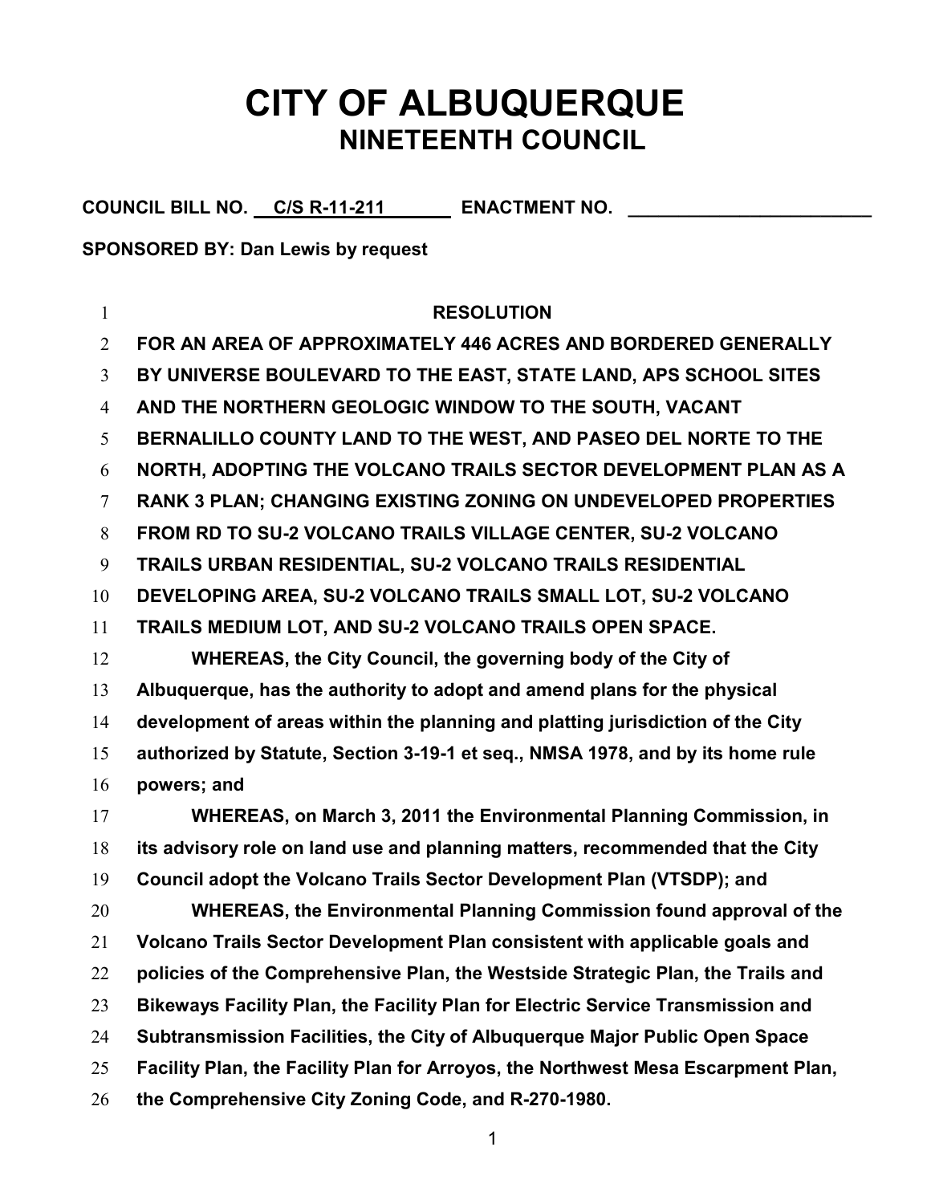# CITY OF ALBUQUERQUE
## NINETEENTH COUNCIL

**COUNCIL BILL NO. C/S R-11-211 ENACTMENT NO. ________________________**

**SPONSORED BY: Dan Lewis by request**

**RESOLUTION**

**FOR AN AREA OF APPROXIMATELY 446 ACRES AND BORDERED GENERALLY BY UNIVERSE BOULEVARD TO THE EAST, STATE LAND, APS SCHOOL SITES AND THE NORTHERN GEOLOGIC WINDOW TO THE SOUTH, VACANT BERNALILLO COUNTY LAND TO THE WEST, AND PASEO DEL NORTE TO THE NORTH, ADOPTING THE VOLCANO TRAILS SECTOR DEVELOPMENT PLAN AS A RANK 3 PLAN; CHANGING EXISTING ZONING ON UNDEVELOPED PROPERTIES FROM RD TO SU-2 VOLCANO TRAILS VILLAGE CENTER, SU-2 VOLCANO TRAILS URBAN RESIDENTIAL, SU-2 VOLCANO TRAILS RESIDENTIAL DEVELOPING AREA, SU-2 VOLCANO TRAILS SMALL LOT, SU-2 VOLCANO TRAILS MEDIUM LOT, AND SU-2 VOLCANO TRAILS OPEN SPACE.**

**WHEREAS, the City Council, the governing body of the City of Albuquerque, has the authority to adopt and amend plans for the physical development of areas within the planning and platting jurisdiction of the City authorized by Statute, Section 3-19-1 et seq., NMSA 1978, and by its home rule powers; and**

**WHEREAS, on March 3, 2011 the Environmental Planning Commission, in its advisory role on land use and planning matters, recommended that the City Council adopt the Volcano Trails Sector Development Plan (VTSDP); and**

**WHEREAS, the Environmental Planning Commission found approval of the Volcano Trails Sector Development Plan consistent with applicable goals and policies of the Comprehensive Plan, the Westside Strategic Plan, the Trails and Bikeways Facility Plan, the Facility Plan for Electric Service Transmission and Subtransmission Facilities, the City of Albuquerque Major Public Open Space Facility Plan, the Facility Plan for Arroyos, the Northwest Mesa Escarpment Plan, the Comprehensive City Zoning Code, and R-270-1980.**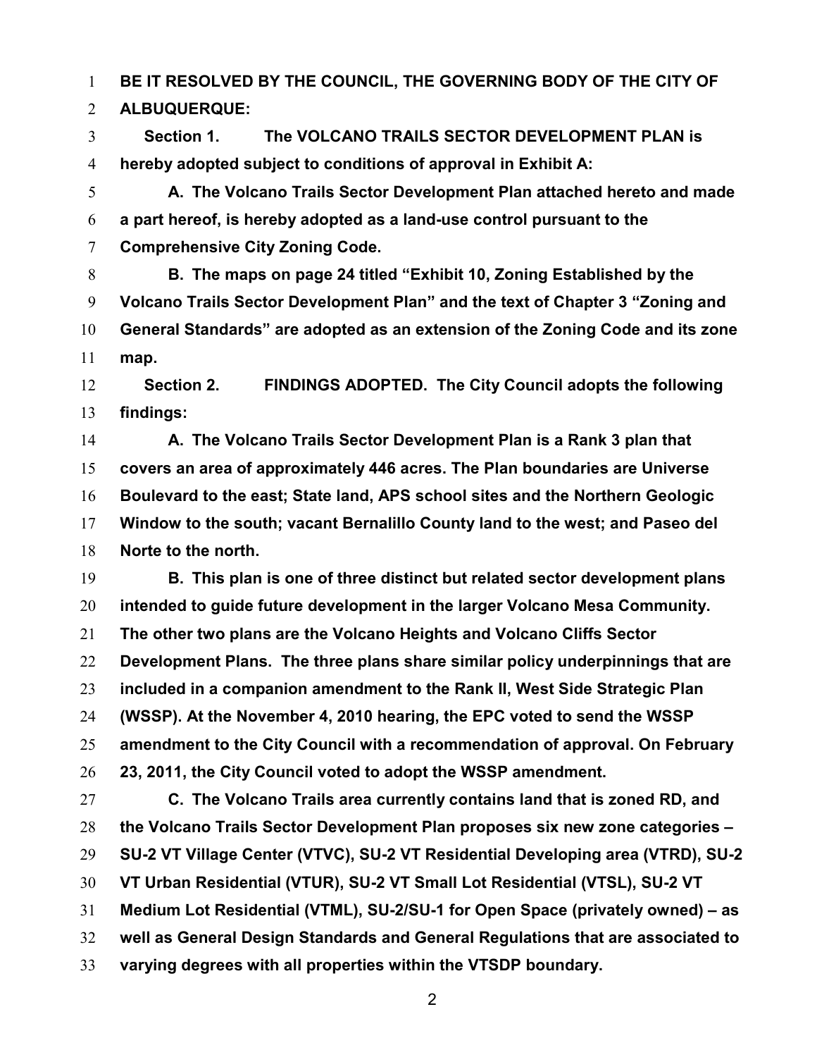**BE IT RESOLVED BY THE COUNCIL, THE GOVERNING BODY OF THE CITY OF ALBUQUERQUE:**

**Section 1. The VOLCANO TRAILS SECTOR DEVELOPMENT PLAN is hereby adopted subject to conditions of approval in Exhibit A:**

**A. The Volcano Trails Sector Development Plan attached hereto and made a part hereof, is hereby adopted as a land-use control pursuant to the Comprehensive City Zoning Code.**

**B. The maps on page 24 titled "Exhibit 10, Zoning Established by the Volcano Trails Sector Development Plan" and the text of Chapter 3 "Zoning and General Standards" are adopted as an extension of the Zoning Code and its zone map.**

**Section 2. FINDINGS ADOPTED. The City Council adopts the following findings:**

**A. The Volcano Trails Sector Development Plan is a Rank 3 plan that covers an area of approximately 446 acres. The Plan boundaries are Universe Boulevard to the east; State land, APS school sites and the Northern Geologic Window to the south; vacant Bernalillo County land to the west; and Paseo del Norte to the north.**

**B. This plan is one of three distinct but related sector development plans intended to guide future development in the larger Volcano Mesa Community. The other two plans are the Volcano Heights and Volcano Cliffs Sector Development Plans. The three plans share similar policy underpinnings that are included in a companion amendment to the Rank II, West Side Strategic Plan (WSSP). At the November 4, 2010 hearing, the EPC voted to send the WSSP amendment to the City Council with a recommendation of approval. On February 23, 2011, the City Council voted to adopt the WSSP amendment.**

**C. The Volcano Trails area currently contains land that is zoned RD, and the Volcano Trails Sector Development Plan proposes six new zone categories – SU-2 VT Village Center (VTVC), SU-2 VT Residential Developing area (VTRD), SU-2 VT Urban Residential (VTUR), SU-2 VT Small Lot Residential (VTSL), SU-2 VT Medium Lot Residential (VTML), SU-2/SU-1 for Open Space (privately owned) – as well as General Design Standards and General Regulations that are associated to varying degrees with all properties within the VTSDP boundary.**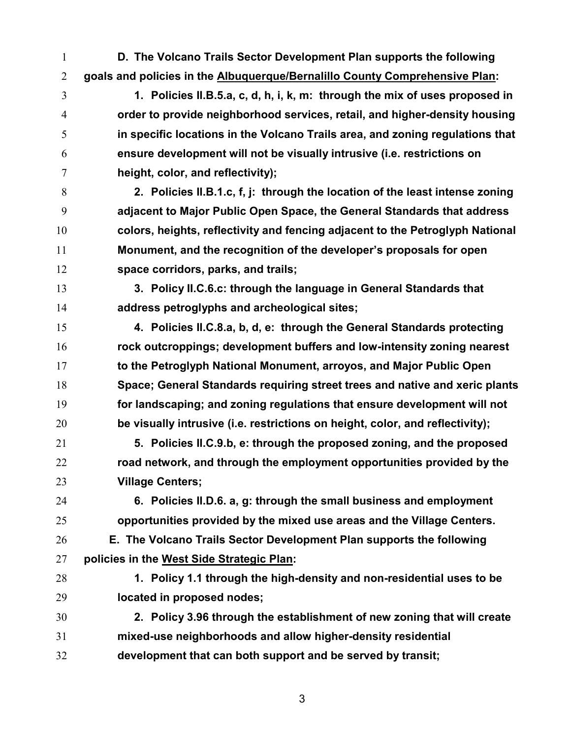**D. The Volcano Trails Sector Development Plan supports the following goals and policies in the Albuquerque/Bernalillo County Comprehensive Plan:**

**1. Policies II.B.5.a, c, d, h, i, k, m: through the mix of uses proposed in order to provide neighborhood services, retail, and higher-density housing in specific locations in the Volcano Trails area, and zoning regulations that ensure development will not be visually intrusive (i.e. restrictions on height, color, and reflectivity);**

**2. Policies II.B.1.c, f, j: through the location of the least intense zoning adjacent to Major Public Open Space, the General Standards that address colors, heights, reflectivity and fencing adjacent to the Petroglyph National Monument, and the recognition of the developer's proposals for open space corridors, parks, and trails;**

**3. Policy II.C.6.c: through the language in General Standards that address petroglyphs and archeological sites;**

**4. Policies II.C.8.a, b, d, e: through the General Standards protecting rock outcroppings; development buffers and low-intensity zoning nearest to the Petroglyph National Monument, arroyos, and Major Public Open Space; General Standards requiring street trees and native and xeric plants for landscaping; and zoning regulations that ensure development will not be visually intrusive (i.e. restrictions on height, color, and reflectivity);**

**5. Policies II.C.9.b, e: through the proposed zoning, and the proposed road network, and through the employment opportunities provided by the Village Centers;**

**6. Policies II.D.6. a, g: through the small business and employment opportunities provided by the mixed use areas and the Village Centers.**

**E. The Volcano Trails Sector Development Plan supports the following policies in the West Side Strategic Plan:**

**1. Policy 1.1 through the high-density and non-residential uses to be located in proposed nodes;**

**2. Policy 3.96 through the establishment of new zoning that will create mixed-use neighborhoods and allow higher-density residential development that can both support and be served by transit;**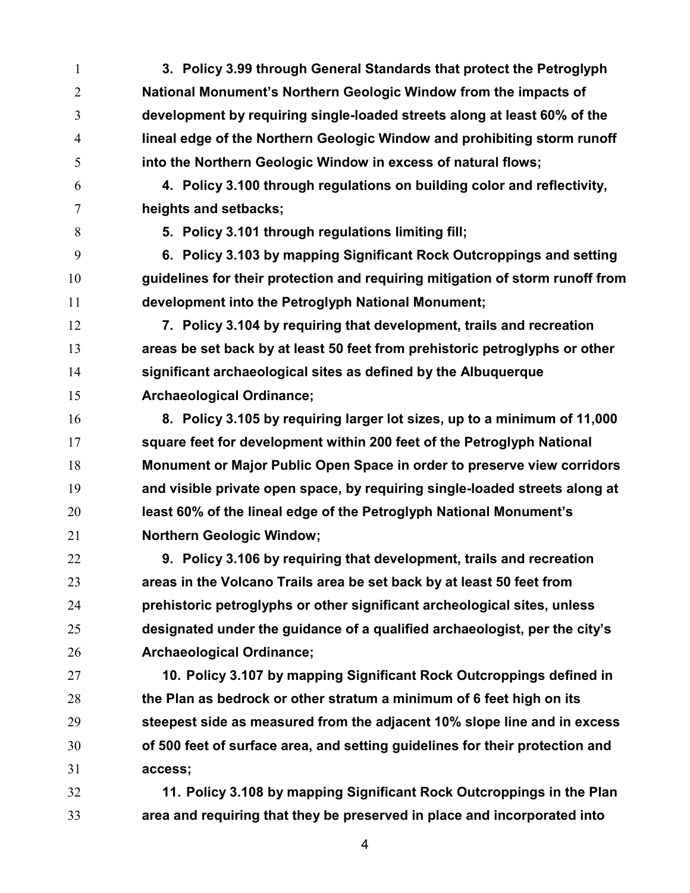**3. Policy 3.99 through General Standards that protect the Petroglyph National Monument's Northern Geologic Window from the impacts of development by requiring single-loaded streets along at least 60% of the lineal edge of the Northern Geologic Window and prohibiting storm runoff into the Northern Geologic Window in excess of natural flows;**

**4. Policy 3.100 through regulations on building color and reflectivity, heights and setbacks;**

**5. Policy 3.101 through regulations limiting fill;**

**6. Policy 3.103 by mapping Significant Rock Outcroppings and setting guidelines for their protection and requiring mitigation of storm runoff from development into the Petroglyph National Monument;**

**7. Policy 3.104 by requiring that development, trails and recreation areas be set back by at least 50 feet from prehistoric petroglyphs or other significant archaeological sites as defined by the Albuquerque Archaeological Ordinance;**

**8. Policy 3.105 by requiring larger lot sizes, up to a minimum of 11,000 square feet for development within 200 feet of the Petroglyph National Monument or Major Public Open Space in order to preserve view corridors and visible private open space, by requiring single-loaded streets along at least 60% of the lineal edge of the Petroglyph National Monument's Northern Geologic Window;**

**9. Policy 3.106 by requiring that development, trails and recreation areas in the Volcano Trails area be set back by at least 50 feet from prehistoric petroglyphs or other significant archeological sites, unless designated under the guidance of a qualified archaeologist, per the city's Archaeological Ordinance;**

**10. Policy 3.107 by mapping Significant Rock Outcroppings defined in the Plan as bedrock or other stratum a minimum of 6 feet high on its steepest side as measured from the adjacent 10% slope line and in excess of 500 feet of surface area, and setting guidelines for their protection and access;**

**11. Policy 3.108 by mapping Significant Rock Outcroppings in the Plan area and requiring that they be preserved in place and incorporated into**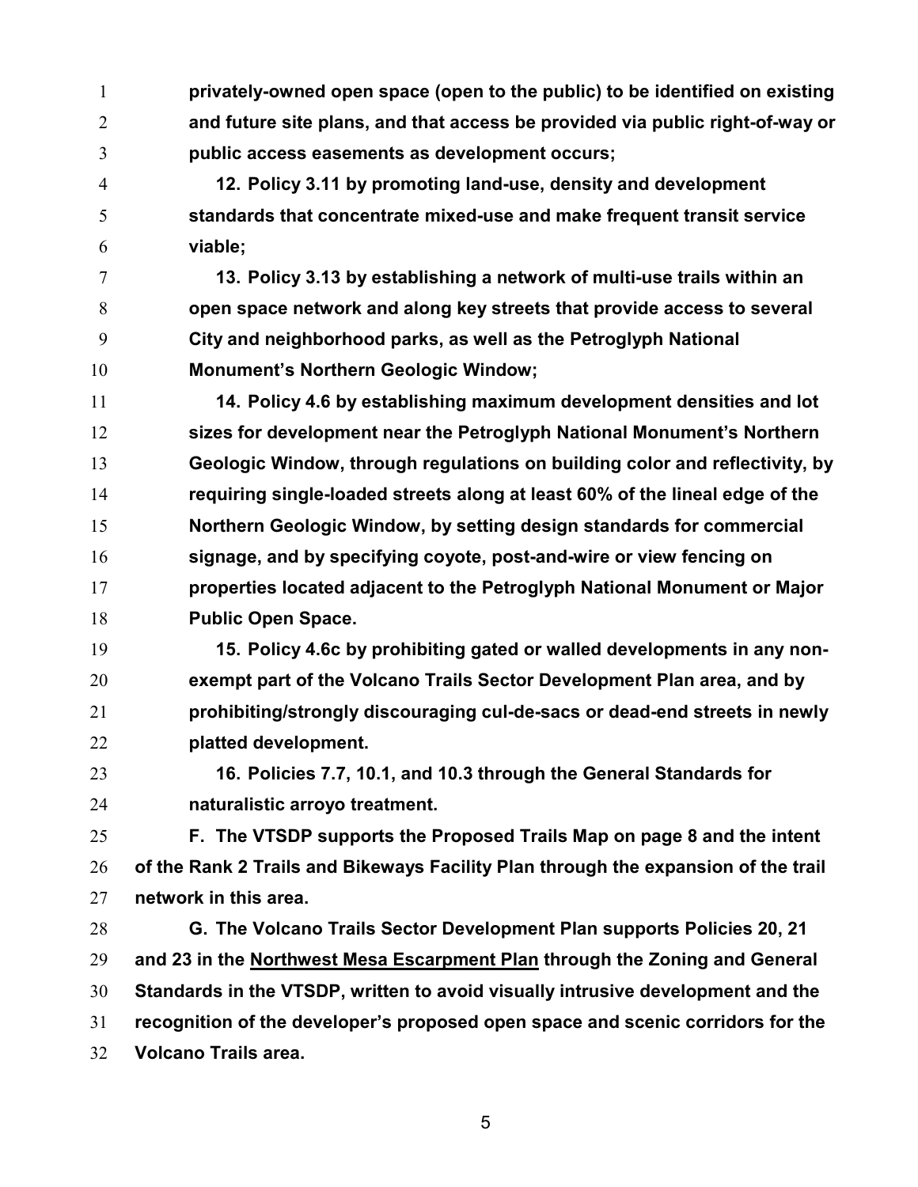**privately-owned open space (open to the public) to be identified on existing and future site plans, and that access be provided via public right-of-way or public access easements as development occurs;**

**12. Policy 3.11 by promoting land-use, density and development standards that concentrate mixed-use and make frequent transit service viable;**

**13. Policy 3.13 by establishing a network of multi-use trails within an open space network and along key streets that provide access to several City and neighborhood parks, as well as the Petroglyph National Monument's Northern Geologic Window;**

**14. Policy 4.6 by establishing maximum development densities and lot sizes for development near the Petroglyph National Monument's Northern Geologic Window, through regulations on building color and reflectivity, by requiring single-loaded streets along at least 60% of the lineal edge of the Northern Geologic Window, by setting design standards for commercial signage, and by specifying coyote, post-and-wire or view fencing on properties located adjacent to the Petroglyph National Monument or Major Public Open Space.**

**15. Policy 4.6c by prohibiting gated or walled developments in any non-exempt part of the Volcano Trails Sector Development Plan area, and by prohibiting/strongly discouraging cul-de-sacs or dead-end streets in newly platted development.**

**16. Policies 7.7, 10.1, and 10.3 through the General Standards for naturalistic arroyo treatment.**

**F. The VTSDP supports the Proposed Trails Map on page 8 and the intent of the Rank 2 Trails and Bikeways Facility Plan through the expansion of the trail network in this area.**

**G. The Volcano Trails Sector Development Plan supports Policies 20, 21 and 23 in the Northwest Mesa Escarpment Plan through the Zoning and General Standards in the VTSDP, written to avoid visually intrusive development and the recognition of the developer's proposed open space and scenic corridors for the Volcano Trails area.**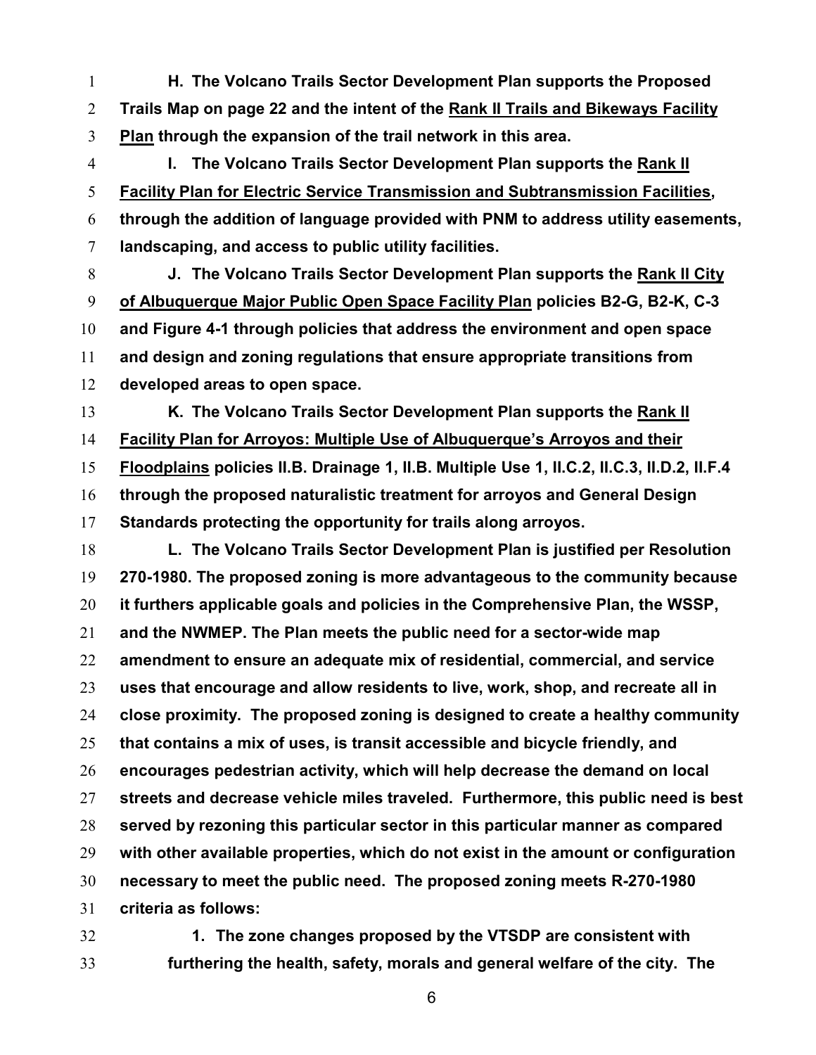**H. The Volcano Trails Sector Development Plan supports the Proposed Trails Map on page 22 and the intent of the Rank II Trails and Bikeways Facility Plan through the expansion of the trail network in this area.**

**I. The Volcano Trails Sector Development Plan supports the Rank II Facility Plan for Electric Service Transmission and Subtransmission Facilities, through the addition of language provided with PNM to address utility easements, landscaping, and access to public utility facilities.**

**J. The Volcano Trails Sector Development Plan supports the Rank II City of Albuquerque Major Public Open Space Facility Plan policies B2-G, B2-K, C-3 and Figure 4-1 through policies that address the environment and open space and design and zoning regulations that ensure appropriate transitions from developed areas to open space.**

**K. The Volcano Trails Sector Development Plan supports the Rank II Facility Plan for Arroyos: Multiple Use of Albuquerque's Arroyos and their Floodplains policies II.B. Drainage 1, II.B. Multiple Use 1, II.C.2, II.C.3, II.D.2, II.F.4 through the proposed naturalistic treatment for arroyos and General Design Standards protecting the opportunity for trails along arroyos.**

**L. The Volcano Trails Sector Development Plan is justified per Resolution 270-1980. The proposed zoning is more advantageous to the community because it furthers applicable goals and policies in the Comprehensive Plan, the WSSP, and the NWMEP. The Plan meets the public need for a sector-wide map amendment to ensure an adequate mix of residential, commercial, and service uses that encourage and allow residents to live, work, shop, and recreate all in close proximity. The proposed zoning is designed to create a healthy community that contains a mix of uses, is transit accessible and bicycle friendly, and encourages pedestrian activity, which will help decrease the demand on local streets and decrease vehicle miles traveled. Furthermore, this public need is best served by rezoning this particular sector in this particular manner as compared with other available properties, which do not exist in the amount or configuration necessary to meet the public need. The proposed zoning meets R-270-1980 criteria as follows:**

**1. The zone changes proposed by the VTSDP are consistent with furthering the health, safety, morals and general welfare of the city. The**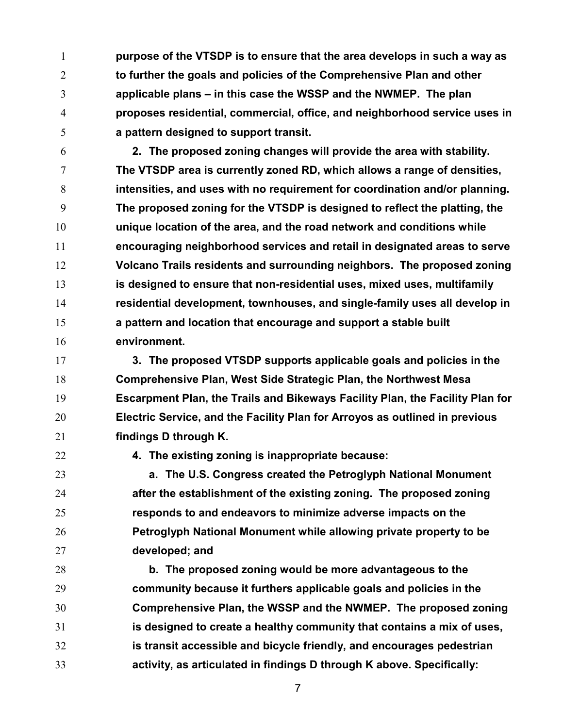**purpose of the VTSDP is to ensure that the area develops in such a way as to further the goals and policies of the Comprehensive Plan and other applicable plans – in this case the WSSP and the NWMEP. The plan proposes residential, commercial, office, and neighborhood service uses in a pattern designed to support transit.**

**2. The proposed zoning changes will provide the area with stability. The VTSDP area is currently zoned RD, which allows a range of densities, intensities, and uses with no requirement for coordination and/or planning. The proposed zoning for the VTSDP is designed to reflect the platting, the unique location of the area, and the road network and conditions while encouraging neighborhood services and retail in designated areas to serve Volcano Trails residents and surrounding neighbors. The proposed zoning is designed to ensure that non-residential uses, mixed uses, multifamily residential development, townhouses, and single-family uses all develop in a pattern and location that encourage and support a stable built environment.**

**3. The proposed VTSDP supports applicable goals and policies in the Comprehensive Plan, West Side Strategic Plan, the Northwest Mesa Escarpment Plan, the Trails and Bikeways Facility Plan, the Facility Plan for Electric Service, and the Facility Plan for Arroyos as outlined in previous findings D through K.**

**4. The existing zoning is inappropriate because:**

**a. The U.S. Congress created the Petroglyph National Monument after the establishment of the existing zoning. The proposed zoning responds to and endeavors to minimize adverse impacts on the Petroglyph National Monument while allowing private property to be developed; and**

**b. The proposed zoning would be more advantageous to the community because it furthers applicable goals and policies in the Comprehensive Plan, the WSSP and the NWMEP. The proposed zoning is designed to create a healthy community that contains a mix of uses, is transit accessible and bicycle friendly, and encourages pedestrian activity, as articulated in findings D through K above. Specifically:**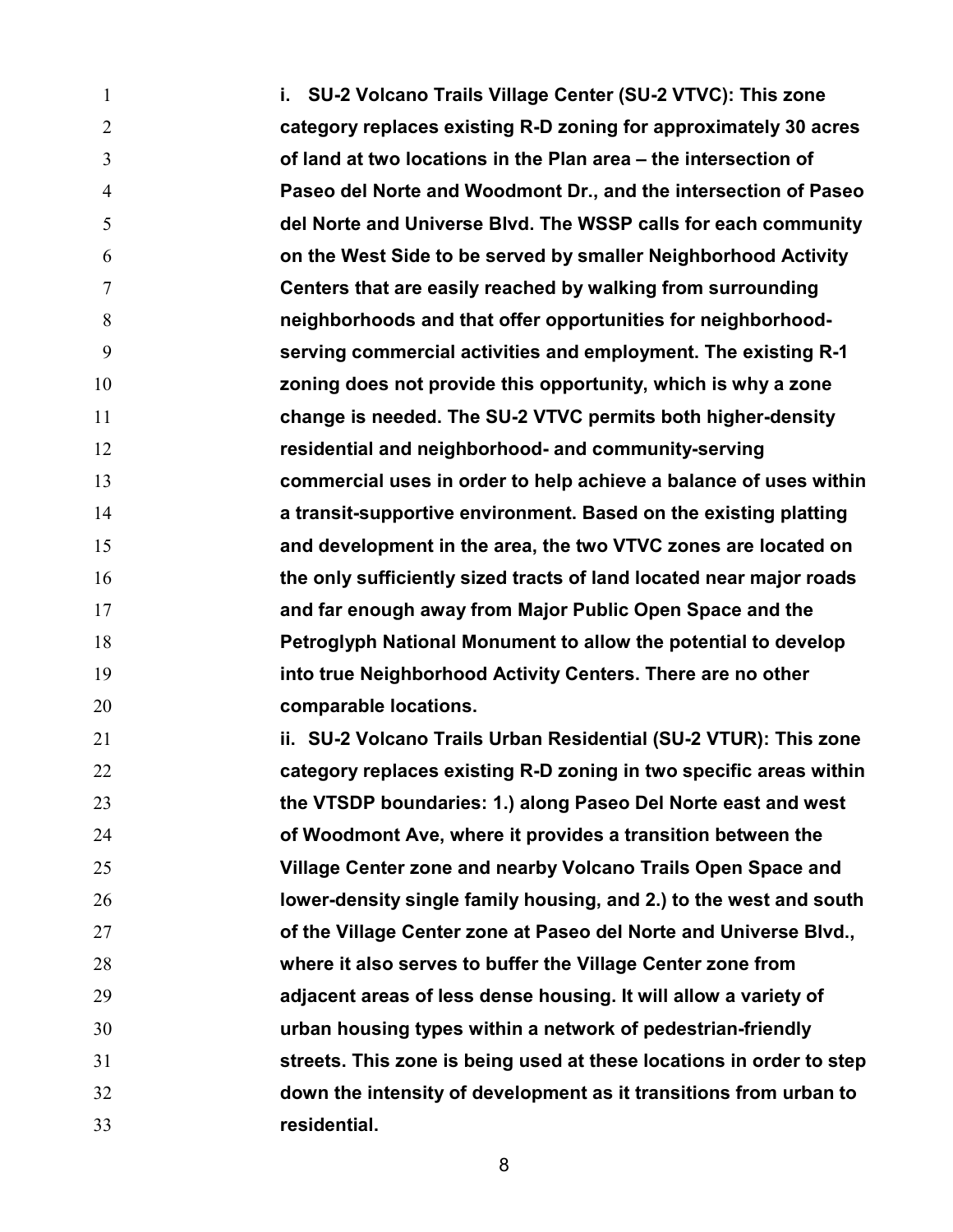**i. SU-2 Volcano Trails Village Center (SU-2 VTVC): This zone category replaces existing R-D zoning for approximately 30 acres of land at two locations in the Plan area – the intersection of Paseo del Norte and Woodmont Dr., and the intersection of Paseo del Norte and Universe Blvd. The WSSP calls for each community on the West Side to be served by smaller Neighborhood Activity Centers that are easily reached by walking from surrounding neighborhoods and that offer opportunities for neighborhood-serving commercial activities and employment. The existing R-1 zoning does not provide this opportunity, which is why a zone change is needed. The SU-2 VTVC permits both higher-density residential and neighborhood- and community-serving commercial uses in order to help achieve a balance of uses within a transit-supportive environment. Based on the existing platting and development in the area, the two VTVC zones are located on the only sufficiently sized tracts of land located near major roads and far enough away from Major Public Open Space and the Petroglyph National Monument to allow the potential to develop into true Neighborhood Activity Centers. There are no other comparable locations.**

**ii. SU-2 Volcano Trails Urban Residential (SU-2 VTUR): This zone category replaces existing R-D zoning in two specific areas within the VTSDP boundaries: 1.) along Paseo Del Norte east and west of Woodmont Ave, where it provides a transition between the Village Center zone and nearby Volcano Trails Open Space and lower-density single family housing, and 2.) to the west and south of the Village Center zone at Paseo del Norte and Universe Blvd., where it also serves to buffer the Village Center zone from adjacent areas of less dense housing. It will allow a variety of urban housing types within a network of pedestrian-friendly streets. This zone is being used at these locations in order to step down the intensity of development as it transitions from urban to residential.**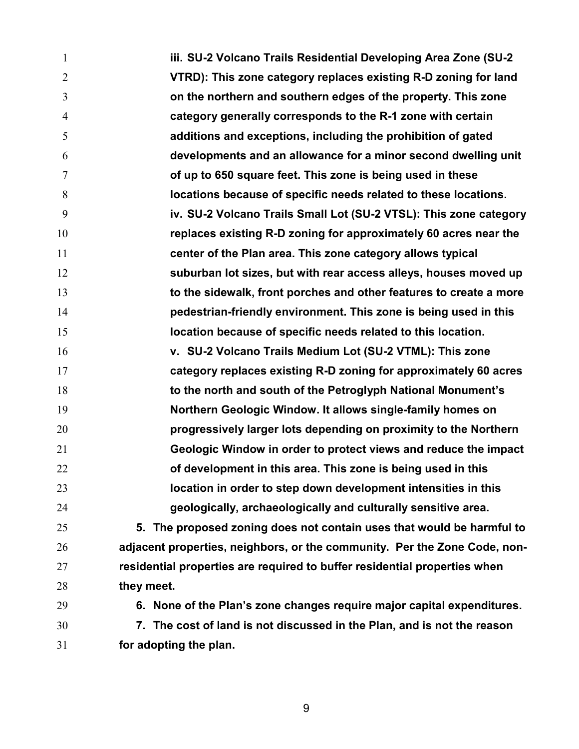**iii. SU-2 Volcano Trails Residential Developing Area Zone (SU-2 VTRD): This zone category replaces existing R-D zoning for land on the northern and southern edges of the property. This zone category generally corresponds to the R-1 zone with certain additions and exceptions, including the prohibition of gated developments and an allowance for a minor second dwelling unit of up to 650 square feet. This zone is being used in these locations because of specific needs related to these locations.**

**iv. SU-2 Volcano Trails Small Lot (SU-2 VTSL): This zone category replaces existing R-D zoning for approximately 60 acres near the center of the Plan area. This zone category allows typical suburban lot sizes, but with rear access alleys, houses moved up to the sidewalk, front porches and other features to create a more pedestrian-friendly environment. This zone is being used in this location because of specific needs related to this location.**

**v. SU-2 Volcano Trails Medium Lot (SU-2 VTML): This zone category replaces existing R-D zoning for approximately 60 acres to the north and south of the Petroglyph National Monument's Northern Geologic Window. It allows single-family homes on progressively larger lots depending on proximity to the Northern Geologic Window in order to protect views and reduce the impact of development in this area. This zone is being used in this location in order to step down development intensities in this geologically, archaeologically and culturally sensitive area.**

**5. The proposed zoning does not contain uses that would be harmful to adjacent properties, neighbors, or the community. Per the Zone Code, non-residential properties are required to buffer residential properties when they meet.**

**6. None of the Plan's zone changes require major capital expenditures.**

**7. The cost of land is not discussed in the Plan, and is not the reason for adopting the plan.**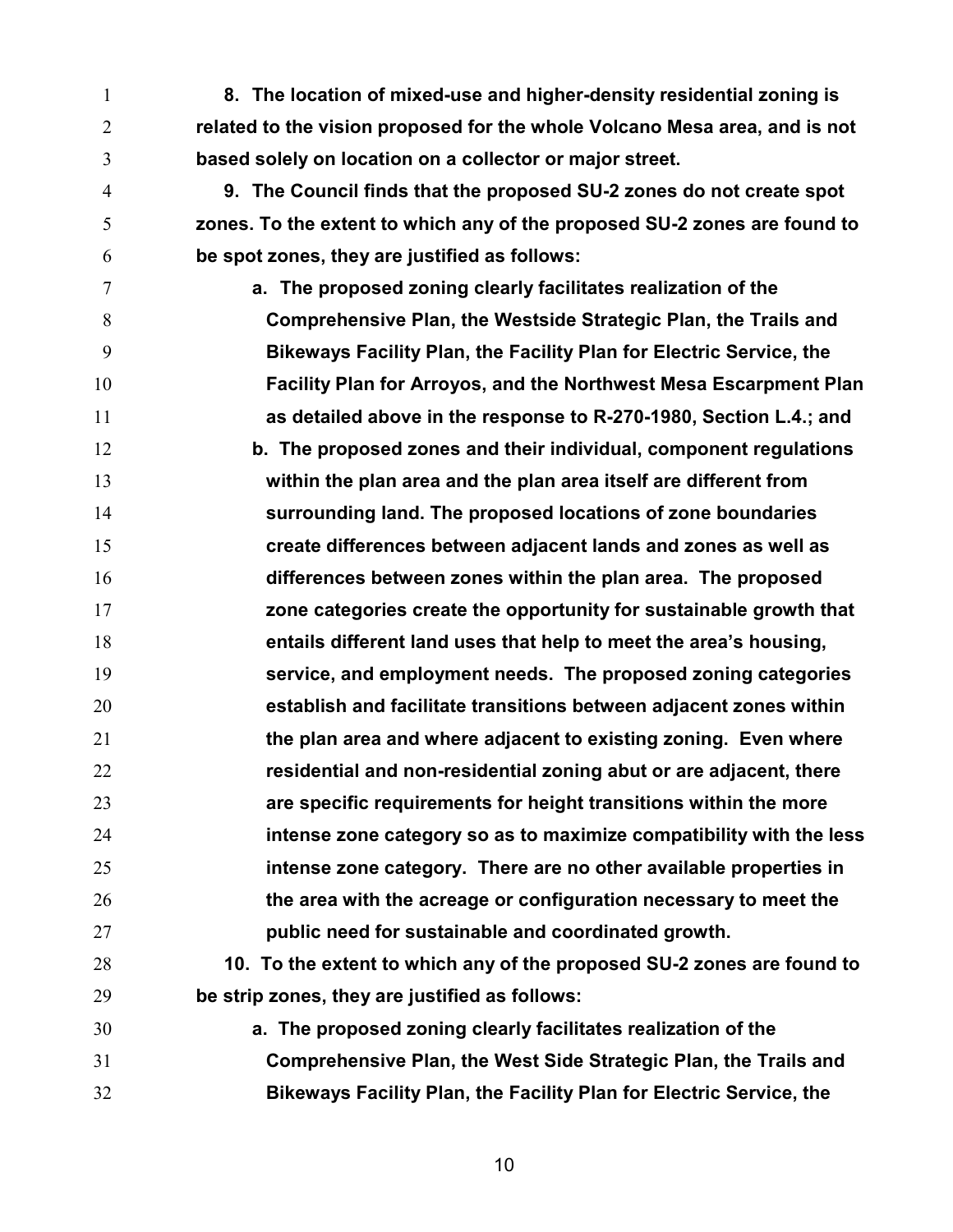**8. The location of mixed-use and higher-density residential zoning is related to the vision proposed for the whole Volcano Mesa area, and is not based solely on location on a collector or major street.**

**9. The Council finds that the proposed SU-2 zones do not create spot zones. To the extent to which any of the proposed SU-2 zones are found to be spot zones, they are justified as follows:**

**a. The proposed zoning clearly facilitates realization of the Comprehensive Plan, the Westside Strategic Plan, the Trails and Bikeways Facility Plan, the Facility Plan for Electric Service, the Facility Plan for Arroyos, and the Northwest Mesa Escarpment Plan as detailed above in the response to R-270-1980, Section L.4.; and**

**b. The proposed zones and their individual, component regulations within the plan area and the plan area itself are different from surrounding land. The proposed locations of zone boundaries create differences between adjacent lands and zones as well as differences between zones within the plan area. The proposed zone categories create the opportunity for sustainable growth that entails different land uses that help to meet the area's housing, service, and employment needs. The proposed zoning categories establish and facilitate transitions between adjacent zones within the plan area and where adjacent to existing zoning. Even where residential and non-residential zoning abut or are adjacent, there are specific requirements for height transitions within the more intense zone category so as to maximize compatibility with the less intense zone category. There are no other available properties in the area with the acreage or configuration necessary to meet the public need for sustainable and coordinated growth.**

**10. To the extent to which any of the proposed SU-2 zones are found to be strip zones, they are justified as follows:**

**a. The proposed zoning clearly facilitates realization of the Comprehensive Plan, the West Side Strategic Plan, the Trails and Bikeways Facility Plan, the Facility Plan for Electric Service, the**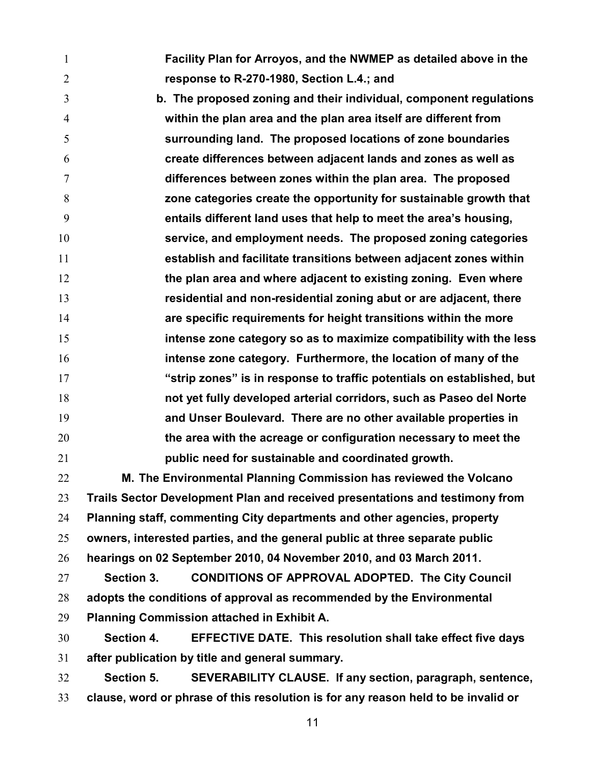**Facility Plan for Arroyos, and the NWMEP as detailed above in the response to R-270-1980, Section L.4.; and**

**b. The proposed zoning and their individual, component regulations within the plan area and the plan area itself are different from surrounding land. The proposed locations of zone boundaries create differences between adjacent lands and zones as well as differences between zones within the plan area. The proposed zone categories create the opportunity for sustainable growth that entails different land uses that help to meet the area's housing, service, and employment needs. The proposed zoning categories establish and facilitate transitions between adjacent zones within the plan area and where adjacent to existing zoning. Even where residential and non-residential zoning abut or are adjacent, there are specific requirements for height transitions within the more intense zone category so as to maximize compatibility with the less intense zone category. Furthermore, the location of many of the "strip zones" is in response to traffic potentials on established, but not yet fully developed arterial corridors, such as Paseo del Norte and Unser Boulevard. There are no other available properties in the area with the acreage or configuration necessary to meet the public need for sustainable and coordinated growth.**

**M. The Environmental Planning Commission has reviewed the Volcano Trails Sector Development Plan and received presentations and testimony from Planning staff, commenting City departments and other agencies, property owners, interested parties, and the general public at three separate public hearings on 02 September 2010, 04 November 2010, and 03 March 2011.**

**Section 3. CONDITIONS OF APPROVAL ADOPTED. The City Council adopts the conditions of approval as recommended by the Environmental Planning Commission attached in Exhibit A.**

**Section 4. EFFECTIVE DATE. This resolution shall take effect five days after publication by title and general summary.**

**Section 5. SEVERABILITY CLAUSE. If any section, paragraph, sentence, clause, word or phrase of this resolution is for any reason held to be invalid or**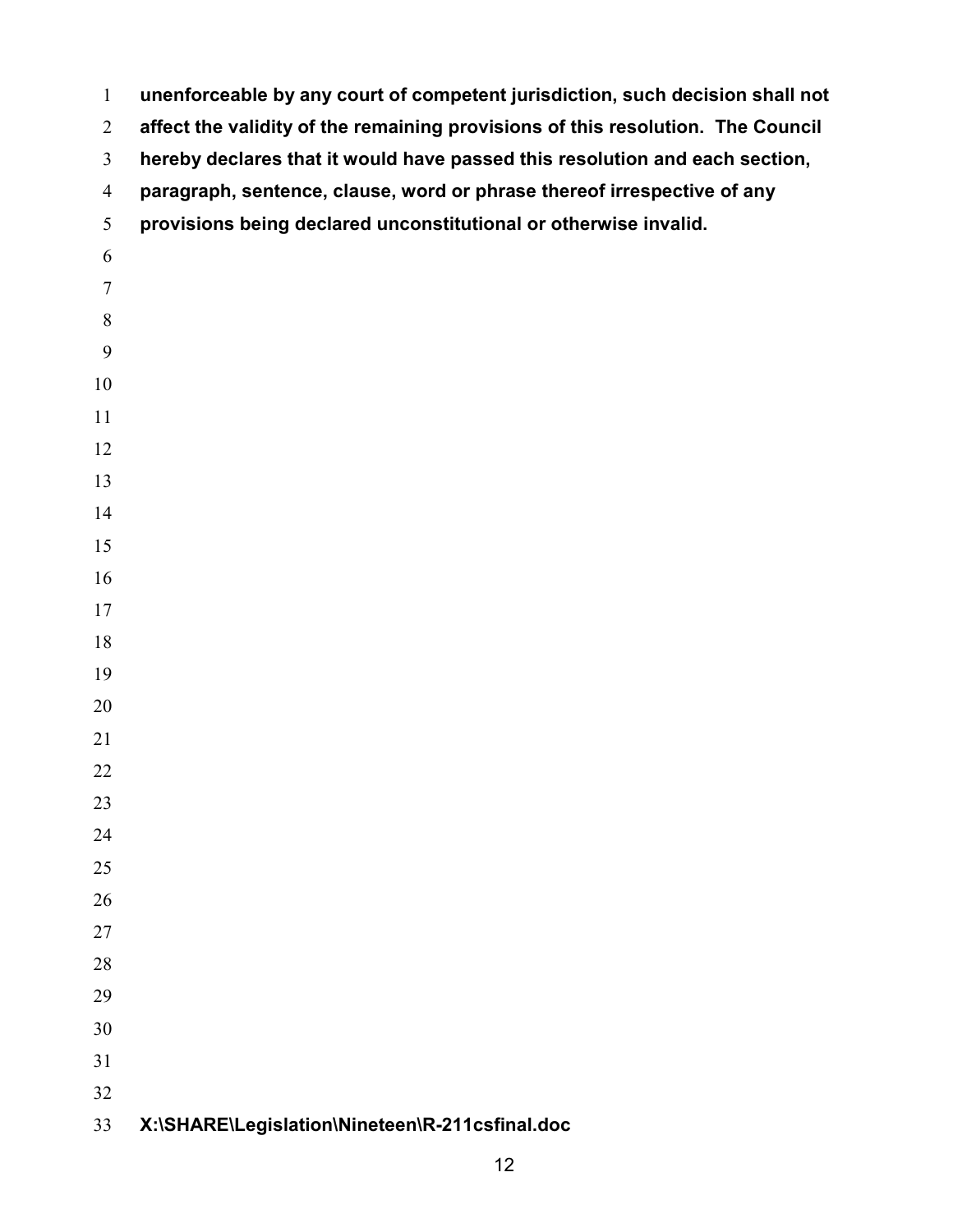**unenforceable by any court of competent jurisdiction, such decision shall not affect the validity of the remaining provisions of this resolution. The Council hereby declares that it would have passed this resolution and each section, paragraph, sentence, clause, word or phrase thereof irrespective of any provisions being declared unconstitutional or otherwise invalid.**

**X:\SHARE\Legislation\Nineteen\R-211csfinal.doc**